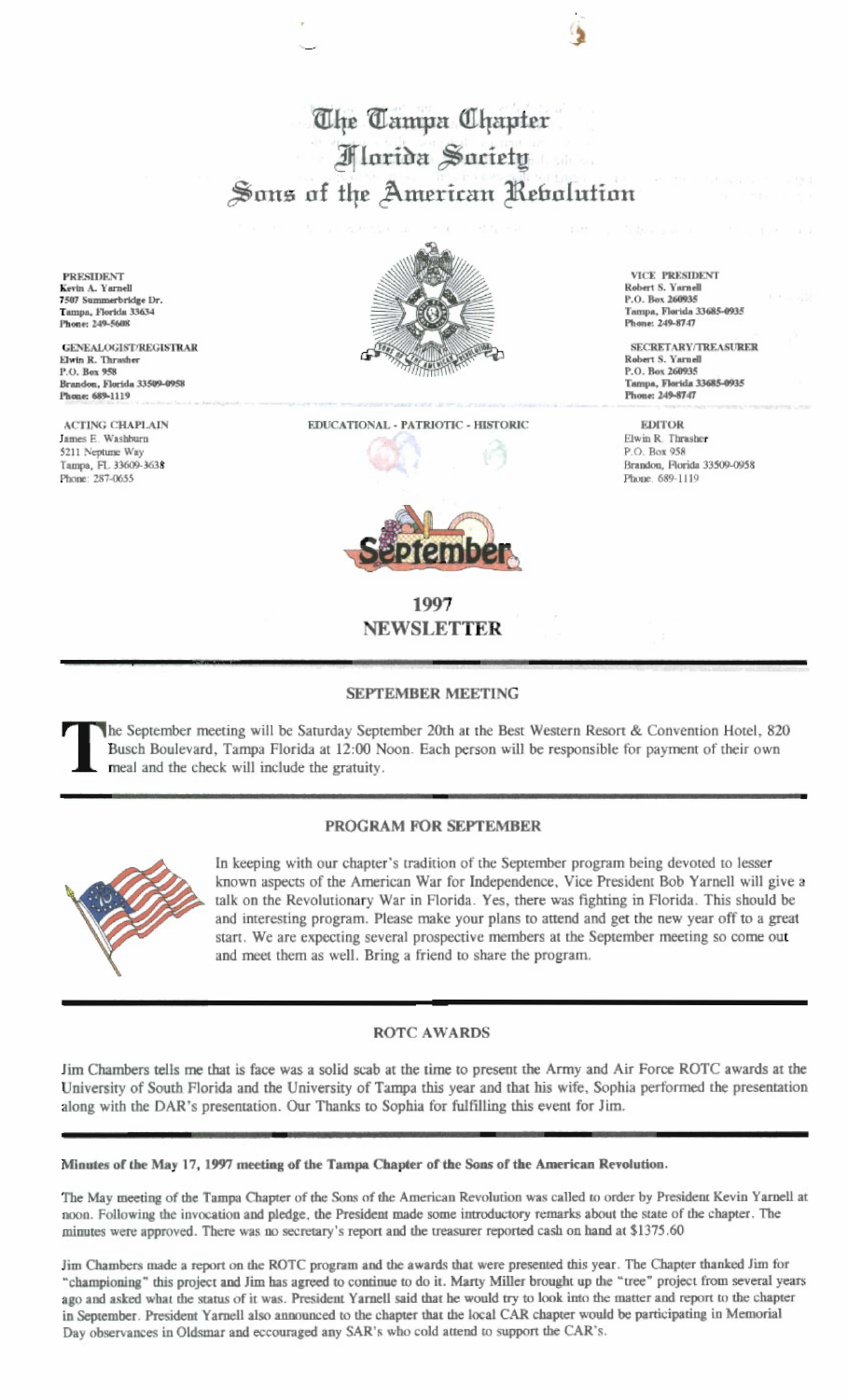# The Tampa Chapter
# Florida Society
# Sons of the American Revolution

**PRESIDENT**
Kevin A. Yarnell
7507 Summerbridge Dr.
Tampa, Florida 33634
Phone: 249-5608

**GENEALOGIST/REGISTRAR**
Elwin R. Thrasher
P.O. Box 958
Brandon, Florida 33509-0958
Phone: 689-1119

**ACTING CHAPLAIN**
James E. Washburn
5211 Neptune Way
Tampa, FL 33609-3638
Phone: 287-0655

**VICE PRESIDENT**
Robert S. Yarnell
P.O. Box 260935
Tampa, Florida 33685-0935
Phone: 249-8747

**SECRETARY/TREASURER**
Robert S. Yarnell
P.O. Box 260935
Tampa, Florida 33685-0935
Phone: 249-8747

**EDITOR**
Elwin R. Thrasher
P.O. Box 958
Brandon, Florida 33509-0958
Phone: 689-1119

EDUCATIONAL - PATRIOTIC - HISTORIC

September

**1997**
**NEWSLETTER**

## SEPTEMBER MEETING

The September meeting will be Saturday September 20th at the Best Western Resort & Convention Hotel, 820 Busch Boulevard, Tampa Florida at 12:00 Noon. Each person will be responsible for payment of their own meal and the check will include the gratuity.

## PROGRAM FOR SEPTEMBER

In keeping with our chapter's tradition of the September program being devoted to lesser known aspects of the American War for Independence, Vice President Bob Yarnell will give a talk on the Revolutionary War in Florida. Yes, there was fighting in Florida. This should be and interesting program. Please make your plans to attend and get the new year off to a great start. We are expecting several prospective members at the September meeting so come out and meet them as well. Bring a friend to share the program.

## ROTC AWARDS

Jim Chambers tells me that is face was a solid scab at the time to present the Army and Air Force ROTC awards at the University of South Florida and the University of Tampa this year and that his wife, Sophia performed the presentation along with the DAR's presentation. Our Thanks to Sophia for fulfilling this event for Jim.

**Minutes of the May 17, 1997 meeting of the Tampa Chapter of the Sons of the American Revolution.**

The May meeting of the Tampa Chapter of the Sons of the American Revolution was called to order by President Kevin Yarnell at noon. Following the invocation and pledge, the President made some introductory remarks about the state of the chapter. The minutes were approved. There was no secretary's report and the treasurer reported cash on hand at $1375.60

Jim Chambers made a report on the ROTC program and the awards that were presented this year. The Chapter thanked Jim for "championing" this project and Jim has agreed to continue to do it. Marty Miller brought up the "tree" project from several years ago and asked what the status of it was. President Yarnell said that he would try to look into the matter and report to the chapter in September. President Yarnell also announced to the chapter that the local CAR chapter would be participating in Memorial Day observances in Oldsmar and ecouraged any SAR's who cold attend to support the CAR's.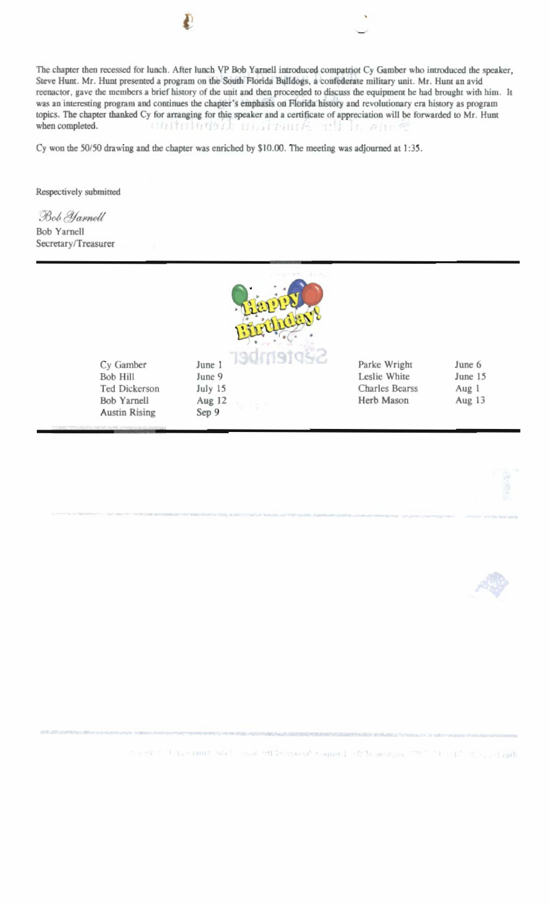The chapter then recessed for lunch. After lunch VP Bob Yarnell introduced compatriot Cy Gamber who introduced the speaker, Steve Hunt. Mr. Hunt presented a program on the South Florida Bulldogs, a confederate military unit. Mr. Hunt an avid reenactor, gave the members a brief history of the unit and then proceeded to discuss the equipment he had brought with him. It was an interesting program and continues the chapter's emphasis on Florida history and revolutionary era history as program topics. The chapter thanked Cy for arranging for this speaker and a certificate of appreciation will be forwarded to Mr. Hunt when completed.

Cy won the 50/50 drawing and the chapter was enriched by $10.00. The meeting was adjourned at 1:35.

Respectively submitted

*Bob Yarnell*
Bob Yarnell
Secretary/Treasurer

---

Happy Birthday!

| | | | |
|---|---|---|---|
| Cy Gamber | June 1 | Parke Wright | June 6 |
| Bob Hill | June 9 | Leslie White | June 15 |
| Ted Dickerson | July 15 | Charles Bearss | Aug 1 |
| Bob Yarnell | Aug 12 | Herb Mason | Aug 13 |
| Austin Rising | Sep 9 | | |